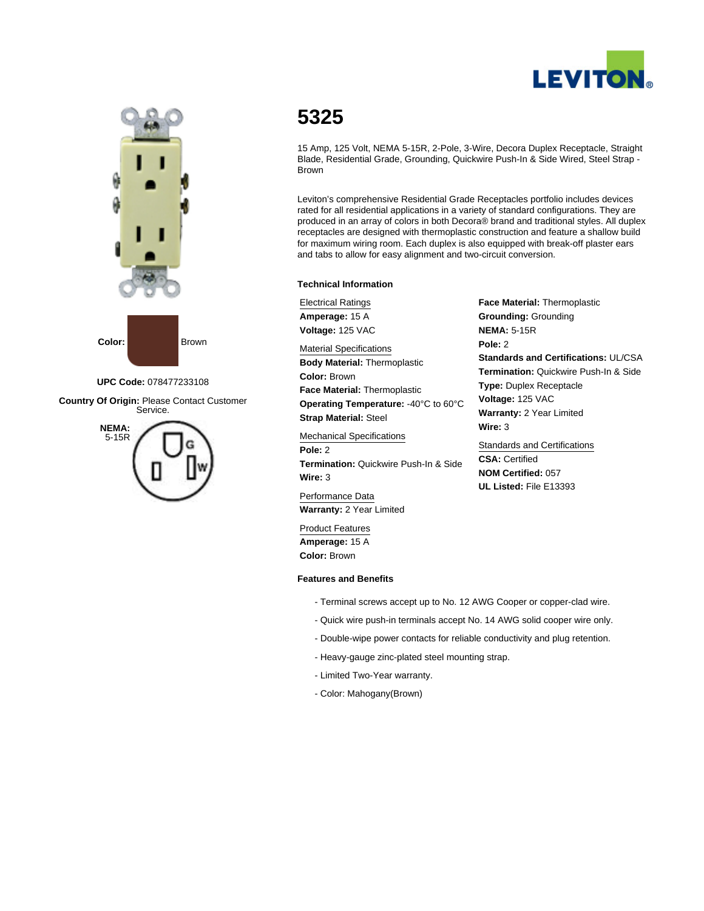LEVITON

# 5325

15 Amp, 125 Volt, NEMA 5-15R, 2-Pole, 3-Wire, Decora Duplex Receptacle, Straight Blade, Residential Grade, Grounding, Quickwire Push-In & Side Wired, Steel Strap - Brown

Leviton's comprehensive Residential Grade Receptacles portfolio includes devices rated for all residential applications in a variety of standard configurations. They are produced in an array of colors in both Decora® brand and traditional styles. All duplex receptacles are designed with thermoplastic construction and feature a shallow build for maximum wiring room. Each duplex is also equipped with break-off plaster ears and tabs to allow for easy alignment and two-circuit conversion.

**Color:** Brown

**UPC Code:** 078477233108

**Country Of Origin:** Please Contact Customer Service.

**NEMA:** 5-15R

G

W

### Technical Information

Electrical Ratings

**Amperage:** 15 A

**Voltage:** 125 VAC

Material Specifications

**Body Material:** Thermoplastic

**Color:** Brown

**Face Material:** Thermoplastic

**Operating Temperature:** -40°C to 60°C

**Strap Material:** Steel

Mechanical Specifications

**Pole:** 2

**Termination:** Quickwire Push-In & Side

**Wire:** 3

Performance Data

**Warranty:** 2 Year Limited

Product Features

**Amperage:** 15 A

**Color:** Brown

**Face Material:** Thermoplastic

**Grounding:** Grounding

**NEMA:** 5-15R

**Pole:** 2

**Standards and Certifications:** UL/CSA

**Termination:** Quickwire Push-In & Side

**Type:** Duplex Receptacle

**Voltage:** 125 VAC

**Warranty:** 2 Year Limited

**Wire:** 3

Standards and Certifications

**CSA:** Certified

**NOM Certified:** 057

**UL Listed:** File E13393

### Features and Benefits

- Terminal screws accept up to No. 12 AWG Cooper or copper-clad wire.
- Quick wire push-in terminals accept No. 14 AWG solid cooper wire only.
- Double-wipe power contacts for reliable conductivity and plug retention.
- Heavy-gauge zinc-plated steel mounting strap.
- Limited Two-Year warranty.
- Color: Mahogany(Brown)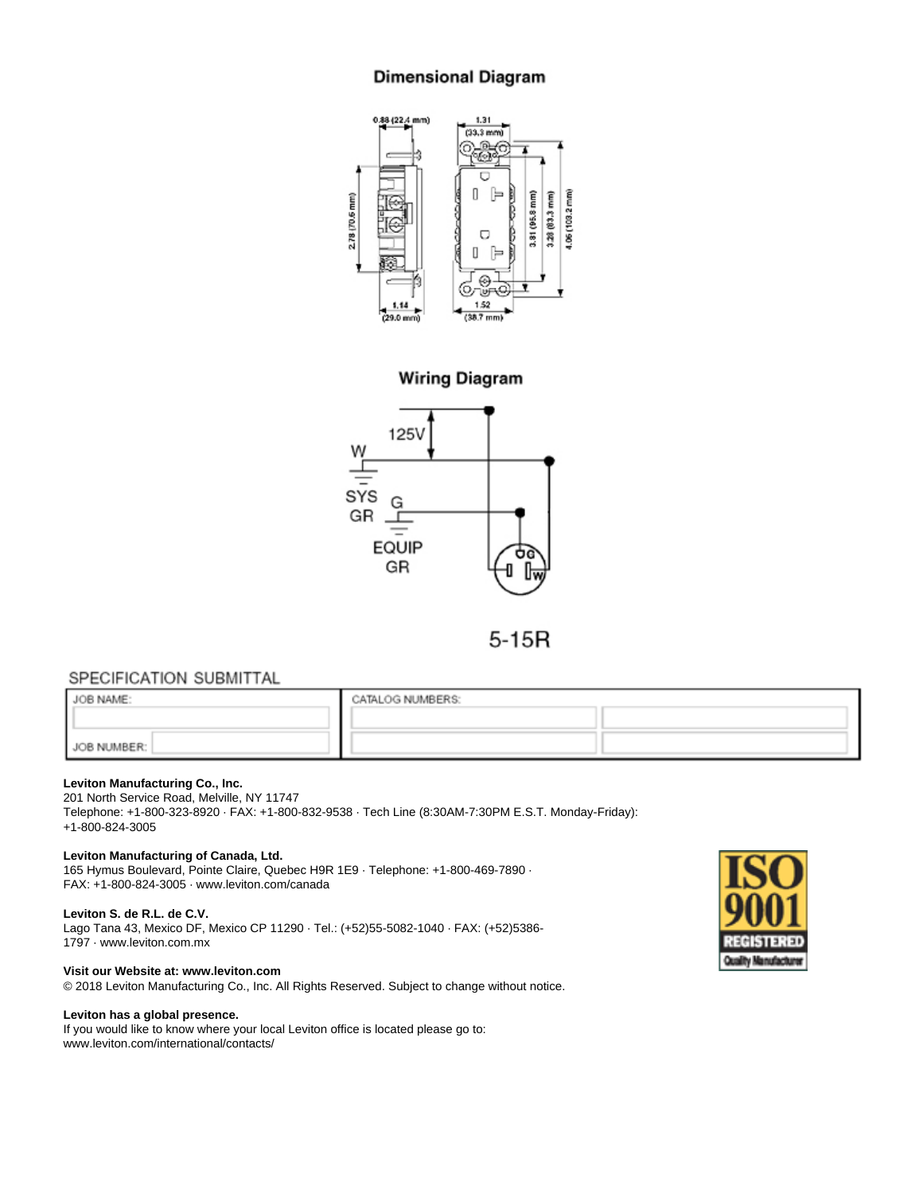## Dimensional Diagram

0.88 (22.4 mm)

1.31 (33.3 mm)

2.78 (70.6 mm)

3.81 (96.8 mm)

3.28 (83.3 mm)

4.06 (103.2 mm)

1.14 (29.0 mm)

1.52 (38.7 mm)

## Wiring Diagram

125V

W

SYS GR

G

EQUIP GR

G

W

5-15R

## SPECIFICATION SUBMITTAL

| JOB NAME: | CATALOG NUMBERS: | |
|---|---|---|
| | | |
| JOB NUMBER: | | |

**Leviton Manufacturing Co., Inc.**
201 North Service Road, Melville, NY 11747
Telephone: +1-800-323-8920 · FAX: +1-800-832-9538 · Tech Line (8:30AM-7:30PM E.S.T. Monday-Friday): +1-800-824-3005

**Leviton Manufacturing of Canada, Ltd.**
165 Hymus Boulevard, Pointe Claire, Quebec H9R 1E9 · Telephone: +1-800-469-7890 · FAX: +1-800-824-3005 · www.leviton.com/canada

**Leviton S. de R.L. de C.V.**
Lago Tana 43, Mexico DF, Mexico CP 11290 · Tel.: (+52)55-5082-1040 · FAX: (+52)5386-1797 · www.leviton.com.mx

**Visit our Website at: www.leviton.com**
© 2018 Leviton Manufacturing Co., Inc. All Rights Reserved. Subject to change without notice.

**Leviton has a global presence.**
If you would like to know where your local Leviton office is located please go to: www.leviton.com/international/contacts/

ISO 9001 REGISTERED Quality Manufacturer